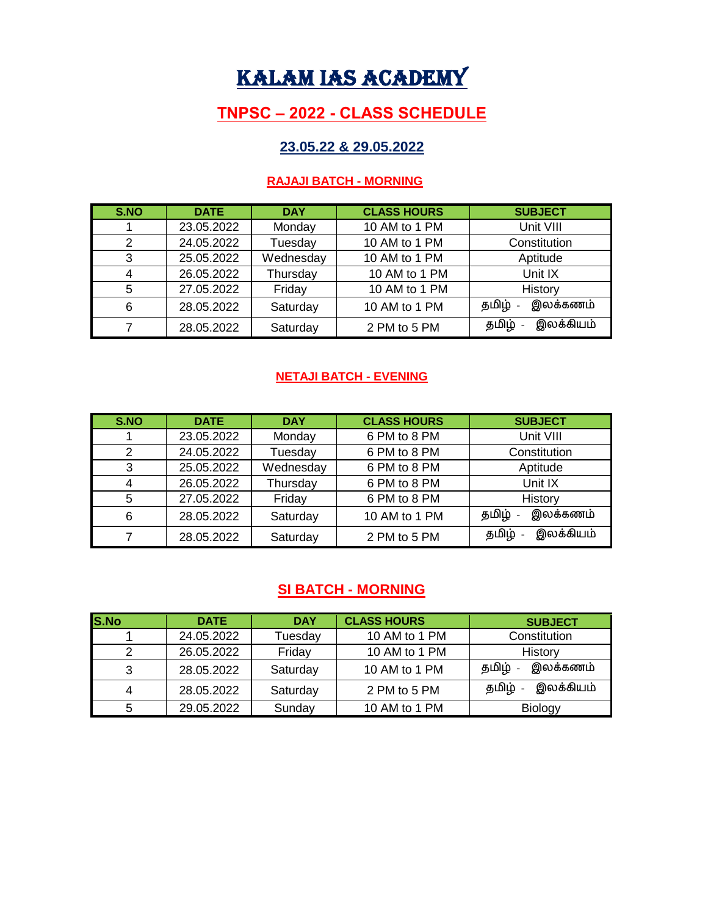# KALAM IAS ACADEMY

## TNPSC – 2022 - CLASS SCHEDULE

### 23.05.22 & 29.05.2022

### RAJAJI BATCH - MORNING

| S.NO | DATE | DAY | CLASS HOURS | SUBJECT |
|---|---|---|---|---|
| 1 | 23.05.2022 | Monday | 10 AM to 1 PM | Unit VIII |
| 2 | 24.05.2022 | Tuesday | 10 AM to 1 PM | Constitution |
| 3 | 25.05.2022 | Wednesday | 10 AM to 1 PM | Aptitude |
| 4 | 26.05.2022 | Thursday | 10 AM to 1 PM | Unit IX |
| 5 | 27.05.2022 | Friday | 10 AM to 1 PM | History |
| 6 | 28.05.2022 | Saturday | 10 AM to 1 PM | தமிழ் - இலக்கணம் |
| 7 | 28.05.2022 | Saturday | 2 PM to 5 PM | தமிழ் - இலக்கியம் |

### NETAJI BATCH - EVENING

| S.NO | DATE | DAY | CLASS HOURS | SUBJECT |
|---|---|---|---|---|
| 1 | 23.05.2022 | Monday | 6 PM to 8 PM | Unit VIII |
| 2 | 24.05.2022 | Tuesday | 6 PM to 8 PM | Constitution |
| 3 | 25.05.2022 | Wednesday | 6 PM to 8 PM | Aptitude |
| 4 | 26.05.2022 | Thursday | 6 PM to 8 PM | Unit IX |
| 5 | 27.05.2022 | Friday | 6 PM to 8 PM | History |
| 6 | 28.05.2022 | Saturday | 10 AM to 1 PM | தமிழ் - இலக்கணம் |
| 7 | 28.05.2022 | Saturday | 2 PM to 5 PM | தமிழ் - இலக்கியம் |

### SI BATCH - MORNING

| S.No | DATE | DAY | CLASS HOURS | SUBJECT |
|---|---|---|---|---|
| 1 | 24.05.2022 | Tuesday | 10 AM to 1 PM | Constitution |
| 2 | 26.05.2022 | Friday | 10 AM to 1 PM | History |
| 3 | 28.05.2022 | Saturday | 10 AM to 1 PM | தமிழ் - இலக்கணம் |
| 4 | 28.05.2022 | Saturday | 2 PM to 5 PM | தமிழ் - இலக்கியம் |
| 5 | 29.05.2022 | Sunday | 10 AM to 1 PM | Biology |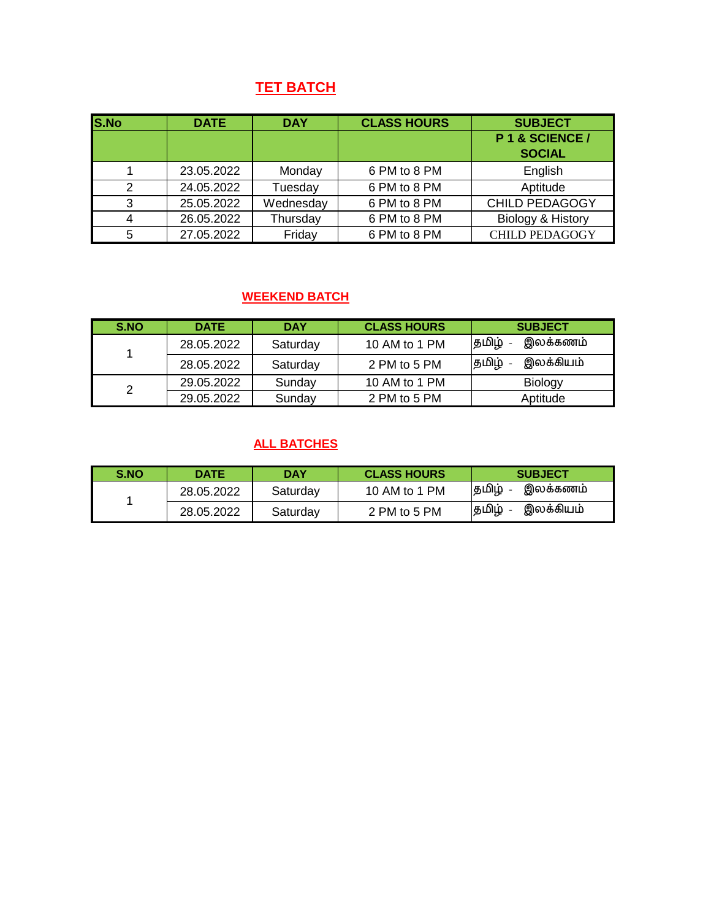## TET BATCH

| S.No | DATE | DAY | CLASS HOURS | SUBJECT<br>P 1 & SCIENCE / SOCIAL |
|---|---|---|---|---|
| 1 | 23.05.2022 | Monday | 6 PM to 8 PM | English |
| 2 | 24.05.2022 | Tuesday | 6 PM to 8 PM | Aptitude |
| 3 | 25.05.2022 | Wednesday | 6 PM to 8 PM | CHILD PEDAGOGY |
| 4 | 26.05.2022 | Thursday | 6 PM to 8 PM | Biology & History |
| 5 | 27.05.2022 | Friday | 6 PM to 8 PM | CHILD PEDAGOGY |

## WEEKEND BATCH

| S.NO | DATE | DAY | CLASS HOURS | SUBJECT |
|---|---|---|---|---|
| 1 | 28.05.2022 | Saturday | 10 AM to 1 PM | தமிழ் - இலக்கணம் |
| | 28.05.2022 | Saturday | 2 PM to 5 PM | தமிழ் - இலக்கியம் |
| 2 | 29.05.2022 | Sunday | 10 AM to 1 PM | Biology |
| | 29.05.2022 | Sunday | 2 PM to 5 PM | Aptitude |

## ALL BATCHES

| S.NO | DATE | DAY | CLASS HOURS | SUBJECT |
|---|---|---|---|---|
| 1 | 28.05.2022 | Saturday | 10 AM to 1 PM | தமிழ் - இலக்கணம் |
| | 28.05.2022 | Saturday | 2 PM to 5 PM | தமிழ் - இலக்கியம் |